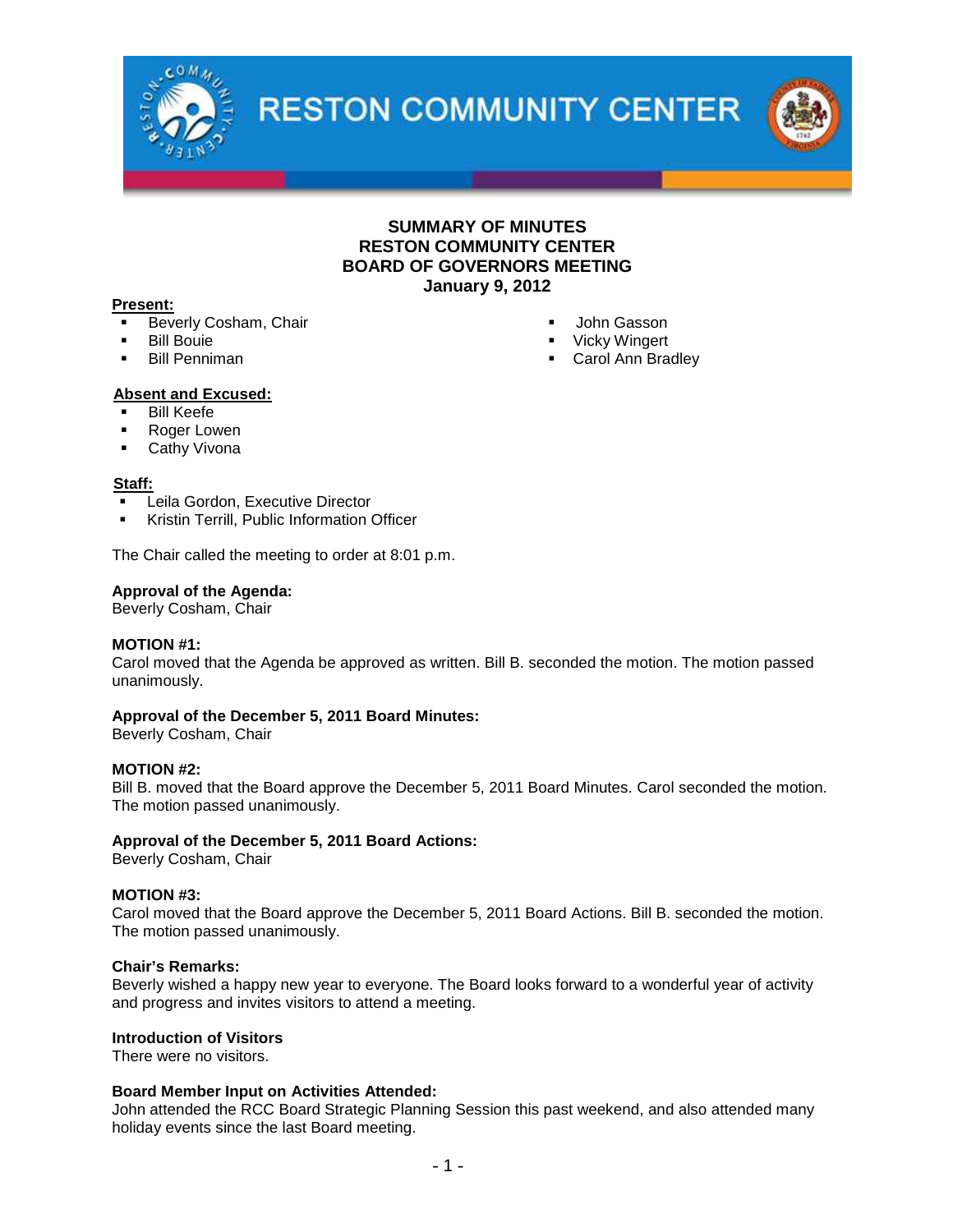# RESTON COMMUNITY CENTER

## SUMMARY OF MINUTES
## RESTON COMMUNITY CENTER
## BOARD OF GOVERNORS MEETING
## January 9, 2012

**Present:**

- Beverly Cosham, Chair
- Bill Bouie
- Bill Penniman
- John Gasson
- Vicky Wingert
- Carol Ann Bradley

**Absent and Excused:**

- Bill Keefe
- Roger Lowen
- Cathy Vivona

**Staff:**

- Leila Gordon, Executive Director
- Kristin Terrill, Public Information Officer

The Chair called the meeting to order at 8:01 p.m.

**Approval of the Agenda:**
Beverly Cosham, Chair

**MOTION #1:**
Carol moved that the Agenda be approved as written. Bill B. seconded the motion. The motion passed unanimously.

**Approval of the December 5, 2011 Board Minutes:**
Beverly Cosham, Chair

**MOTION #2:**
Bill B. moved that the Board approve the December 5, 2011 Board Minutes. Carol seconded the motion. The motion passed unanimously.

**Approval of the December 5, 2011 Board Actions:**
Beverly Cosham, Chair

**MOTION #3:**
Carol moved that the Board approve the December 5, 2011 Board Actions. Bill B. seconded the motion. The motion passed unanimously.

**Chair's Remarks:**
Beverly wished a happy new year to everyone. The Board looks forward to a wonderful year of activity and progress and invites visitors to attend a meeting.

**Introduction of Visitors**
There were no visitors.

**Board Member Input on Activities Attended:**
John attended the RCC Board Strategic Planning Session this past weekend, and also attended many holiday events since the last Board meeting.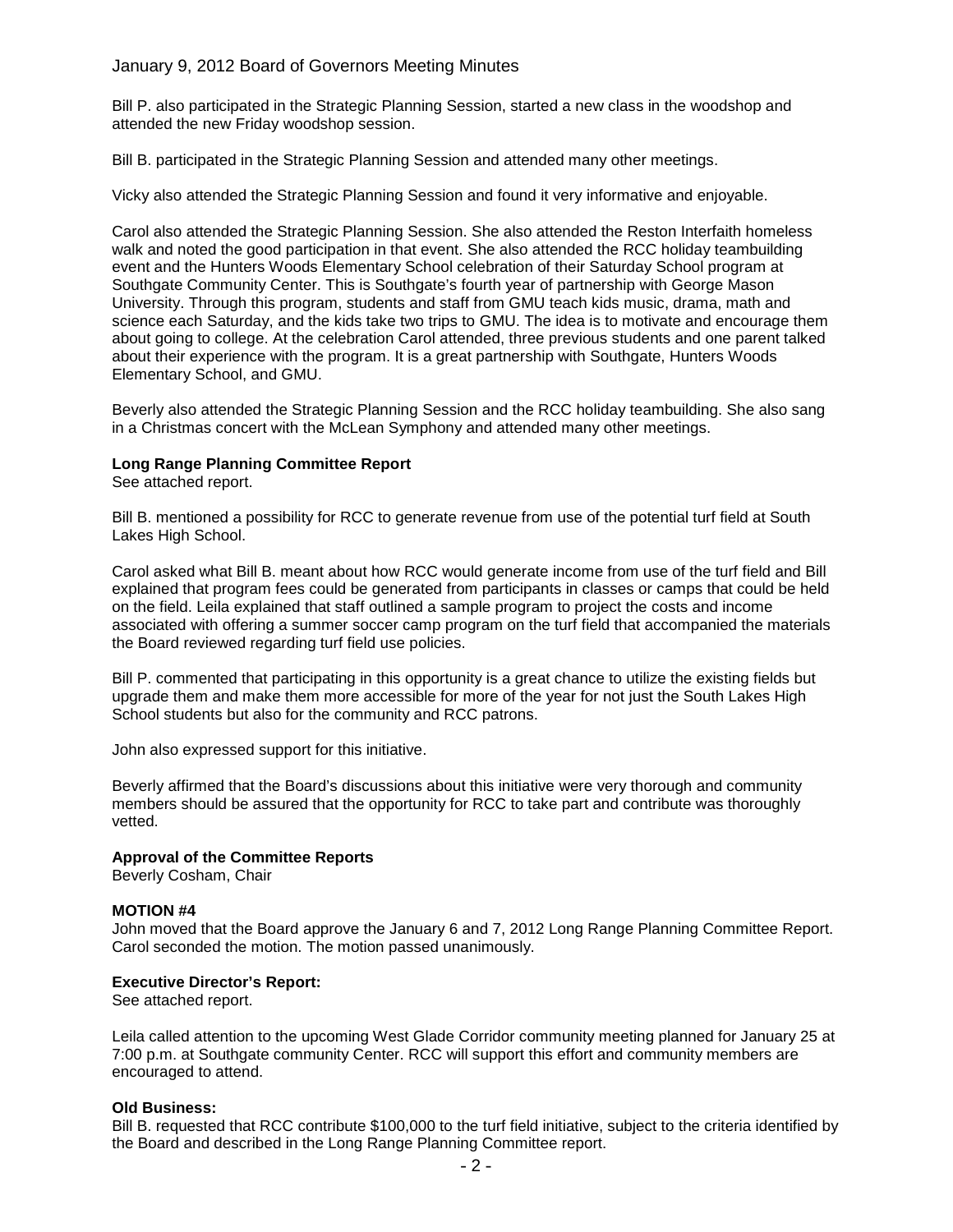Bill P. also participated in the Strategic Planning Session, started a new class in the woodshop and attended the new Friday woodshop session.

Bill B. participated in the Strategic Planning Session and attended many other meetings.

Vicky also attended the Strategic Planning Session and found it very informative and enjoyable.

Carol also attended the Strategic Planning Session. She also attended the Reston Interfaith homeless walk and noted the good participation in that event. She also attended the RCC holiday teambuilding event and the Hunters Woods Elementary School celebration of their Saturday School program at Southgate Community Center. This is Southgate's fourth year of partnership with George Mason University. Through this program, students and staff from GMU teach kids music, drama, math and science each Saturday, and the kids take two trips to GMU. The idea is to motivate and encourage them about going to college. At the celebration Carol attended, three previous students and one parent talked about their experience with the program. It is a great partnership with Southgate, Hunters Woods Elementary School, and GMU.

Beverly also attended the Strategic Planning Session and the RCC holiday teambuilding. She also sang in a Christmas concert with the McLean Symphony and attended many other meetings.

**Long Range Planning Committee Report**
See attached report.

Bill B. mentioned a possibility for RCC to generate revenue from use of the potential turf field at South Lakes High School.

Carol asked what Bill B. meant about how RCC would generate income from use of the turf field and Bill explained that program fees could be generated from participants in classes or camps that could be held on the field. Leila explained that staff outlined a sample program to project the costs and income associated with offering a summer soccer camp program on the turf field that accompanied the materials the Board reviewed regarding turf field use policies.

Bill P. commented that participating in this opportunity is a great chance to utilize the existing fields but upgrade them and make them more accessible for more of the year for not just the South Lakes High School students but also for the community and RCC patrons.

John also expressed support for this initiative.

Beverly affirmed that the Board's discussions about this initiative were very thorough and community members should be assured that the opportunity for RCC to take part and contribute was thoroughly vetted.

**Approval of the Committee Reports**
Beverly Cosham, Chair

**MOTION #4**
John moved that the Board approve the January 6 and 7, 2012 Long Range Planning Committee Report. Carol seconded the motion. The motion passed unanimously.

**Executive Director's Report:**
See attached report.

Leila called attention to the upcoming West Glade Corridor community meeting planned for January 25 at 7:00 p.m. at Southgate community Center. RCC will support this effort and community members are encouraged to attend.

**Old Business:**
Bill B. requested that RCC contribute $100,000 to the turf field initiative, subject to the criteria identified by the Board and described in the Long Range Planning Committee report.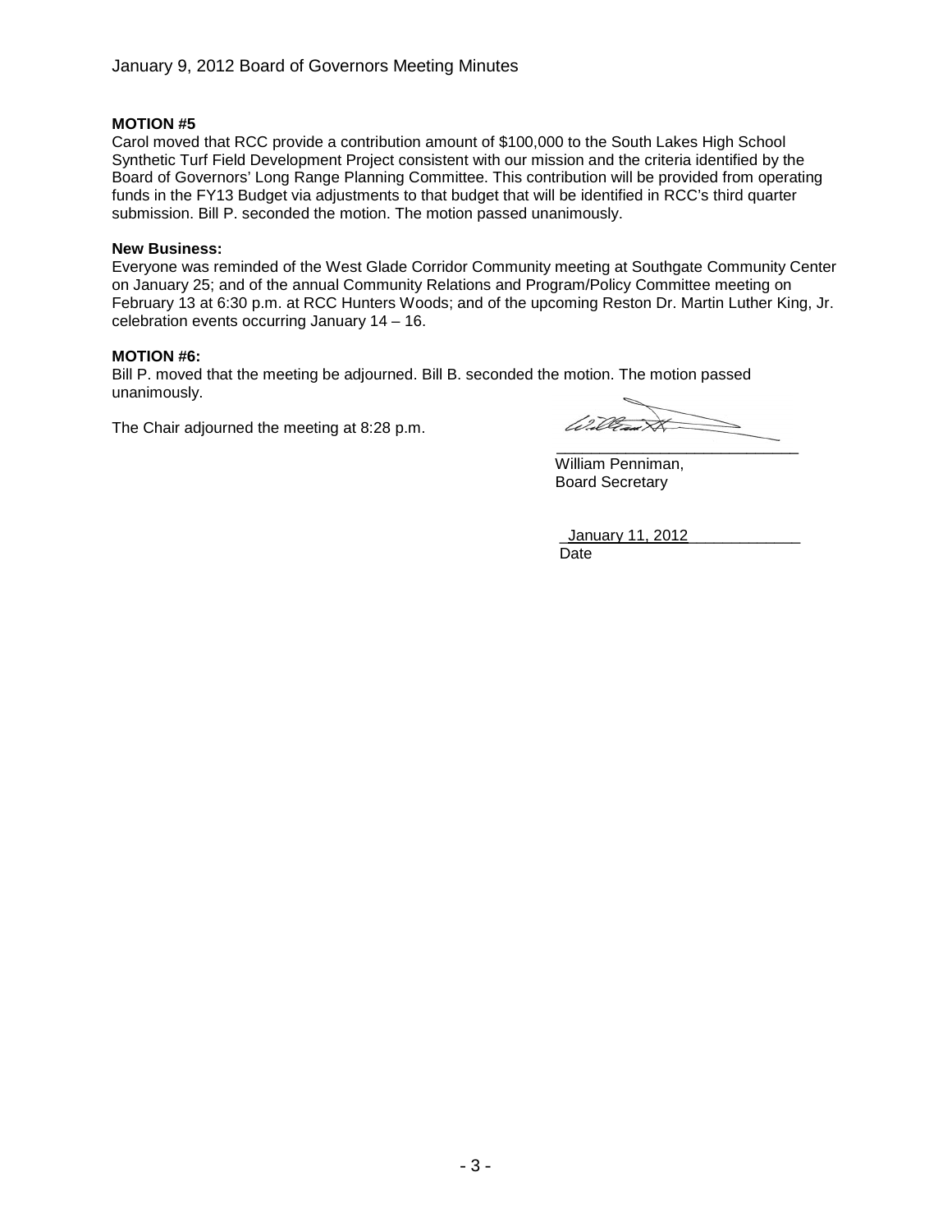**MOTION #5**

Carol moved that RCC provide a contribution amount of $100,000 to the South Lakes High School Synthetic Turf Field Development Project consistent with our mission and the criteria identified by the Board of Governors' Long Range Planning Committee. This contribution will be provided from operating funds in the FY13 Budget via adjustments to that budget that will be identified in RCC's third quarter submission. Bill P. seconded the motion. The motion passed unanimously.

**New Business:**

Everyone was reminded of the West Glade Corridor Community meeting at Southgate Community Center on January 25; and of the annual Community Relations and Program/Policy Committee meeting on February 13 at 6:30 p.m. at RCC Hunters Woods; and of the upcoming Reston Dr. Martin Luther King, Jr. celebration events occurring January 14 – 16.

**MOTION #6:**

Bill P. moved that the meeting be adjourned. Bill B. seconded the motion. The motion passed unanimously.

The Chair adjourned the meeting at 8:28 p.m.

William Penniman,
Board Secretary

January 11, 2012
Date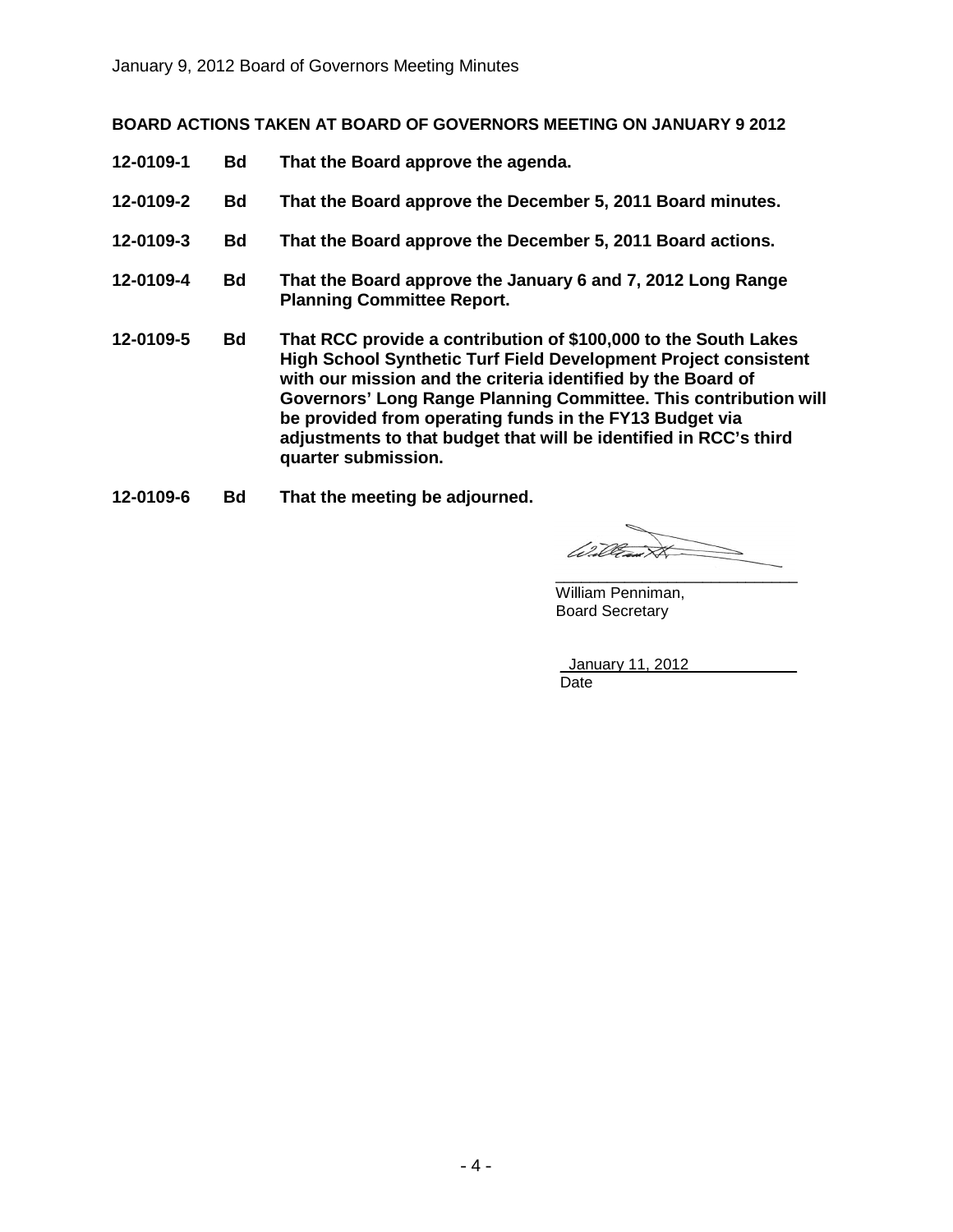**BOARD ACTIONS TAKEN AT BOARD OF GOVERNORS MEETING ON JANUARY 9 2012**

**12-0109-1 Bd That the Board approve the agenda.**

**12-0109-2 Bd That the Board approve the December 5, 2011 Board minutes.**

**12-0109-3 Bd That the Board approve the December 5, 2011 Board actions.**

**12-0109-4 Bd That the Board approve the January 6 and 7, 2012 Long Range Planning Committee Report.**

**12-0109-5 Bd That RCC provide a contribution of $100,000 to the South Lakes High School Synthetic Turf Field Development Project consistent with our mission and the criteria identified by the Board of Governors' Long Range Planning Committee. This contribution will be provided from operating funds in the FY13 Budget via adjustments to that budget that will be identified in RCC's third quarter submission.**

**12-0109-6 Bd That the meeting be adjourned.**

William Penniman,
Board Secretary

January 11, 2012
Date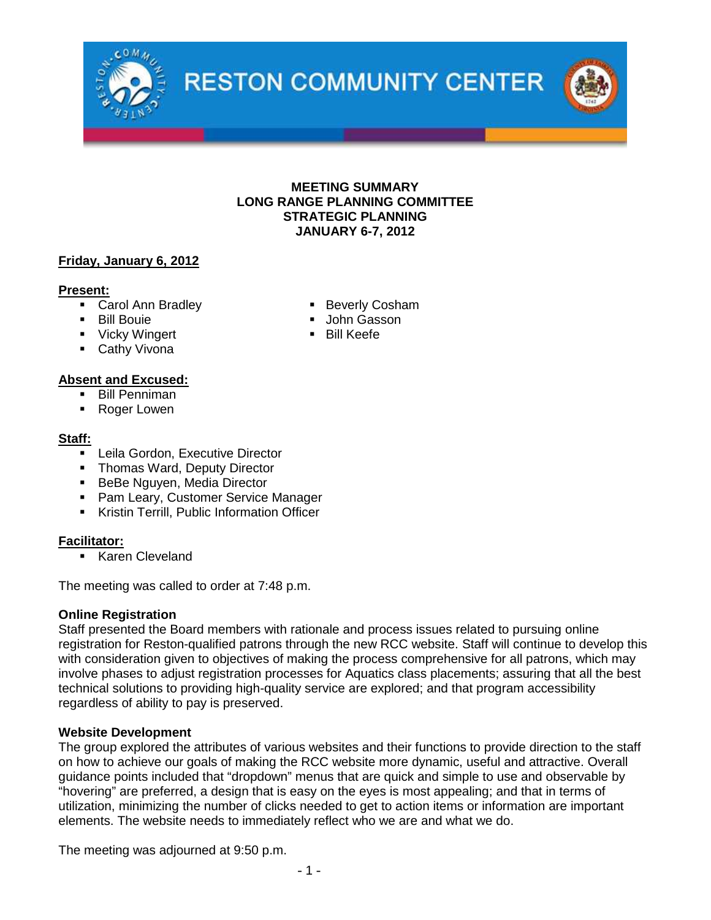# RESTON COMMUNITY CENTER

**MEETING SUMMARY**
**LONG RANGE PLANNING COMMITTEE**
**STRATEGIC PLANNING**
**JANUARY 6-7, 2012**

## Friday, January 6, 2012

**Present:**

- Carol Ann Bradley
- Bill Bouie
- Vicky Wingert
- Cathy Vivona
- Beverly Cosham
- John Gasson
- Bill Keefe

**Absent and Excused:**

- Bill Penniman
- Roger Lowen

**Staff:**

- Leila Gordon, Executive Director
- Thomas Ward, Deputy Director
- BeBe Nguyen, Media Director
- Pam Leary, Customer Service Manager
- Kristin Terrill, Public Information Officer

**Facilitator:**

- Karen Cleveland

The meeting was called to order at 7:48 p.m.

**Online Registration**

Staff presented the Board members with rationale and process issues related to pursuing online registration for Reston-qualified patrons through the new RCC website. Staff will continue to develop this with consideration given to objectives of making the process comprehensive for all patrons, which may involve phases to adjust registration processes for Aquatics class placements; assuring that all the best technical solutions to providing high-quality service are explored; and that program accessibility regardless of ability to pay is preserved.

**Website Development**

The group explored the attributes of various websites and their functions to provide direction to the staff on how to achieve our goals of making the RCC website more dynamic, useful and attractive. Overall guidance points included that "dropdown" menus that are quick and simple to use and observable by "hovering" are preferred, a design that is easy on the eyes is most appealing; and that in terms of utilization, minimizing the number of clicks needed to get to action items or information are important elements. The website needs to immediately reflect who we are and what we do.

The meeting was adjourned at 9:50 p.m.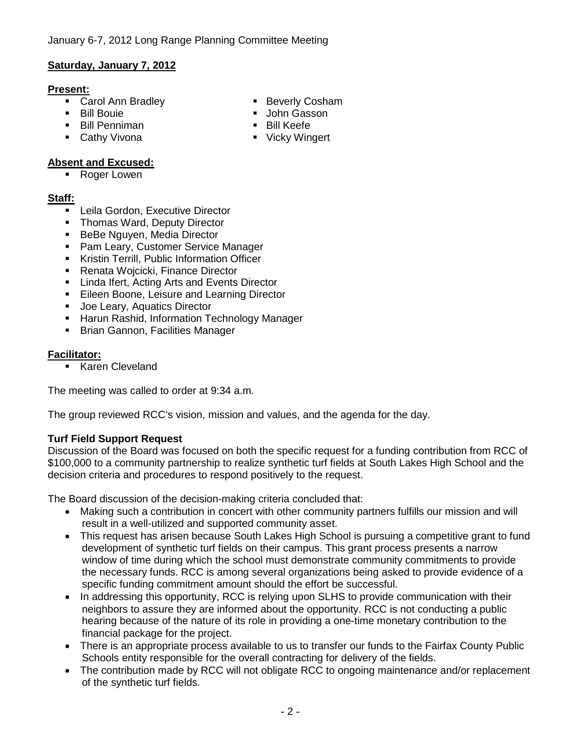**Saturday, January 7, 2012**

**Present:**

- Carol Ann Bradley
- Bill Bouie
- Bill Penniman
- Cathy Vivona
- Beverly Cosham
- John Gasson
- Bill Keefe
- Vicky Wingert

**Absent and Excused:**

- Roger Lowen

**Staff:**

- Leila Gordon, Executive Director
- Thomas Ward, Deputy Director
- BeBe Nguyen, Media Director
- Pam Leary, Customer Service Manager
- Kristin Terrill, Public Information Officer
- Renata Wojcicki, Finance Director
- Linda Ifert, Acting Arts and Events Director
- Eileen Boone, Leisure and Learning Director
- Joe Leary, Aquatics Director
- Harun Rashid, Information Technology Manager
- Brian Gannon, Facilities Manager

**Facilitator:**

- Karen Cleveland

The meeting was called to order at 9:34 a.m.

The group reviewed RCC's vision, mission and values, and the agenda for the day.

**Turf Field Support Request**

Discussion of the Board was focused on both the specific request for a funding contribution from RCC of $100,000 to a community partnership to realize synthetic turf fields at South Lakes High School and the decision criteria and procedures to respond positively to the request.

The Board discussion of the decision-making criteria concluded that:

- Making such a contribution in concert with other community partners fulfills our mission and will result in a well-utilized and supported community asset.
- This request has arisen because South Lakes High School is pursuing a competitive grant to fund development of synthetic turf fields on their campus. This grant process presents a narrow window of time during which the school must demonstrate community commitments to provide the necessary funds. RCC is among several organizations being asked to provide evidence of a specific funding commitment amount should the effort be successful.
- In addressing this opportunity, RCC is relying upon SLHS to provide communication with their neighbors to assure they are informed about the opportunity. RCC is not conducting a public hearing because of the nature of its role in providing a one-time monetary contribution to the financial package for the project.
- There is an appropriate process available to us to transfer our funds to the Fairfax County Public Schools entity responsible for the overall contracting for delivery of the fields.
- The contribution made by RCC will not obligate RCC to ongoing maintenance and/or replacement of the synthetic turf fields.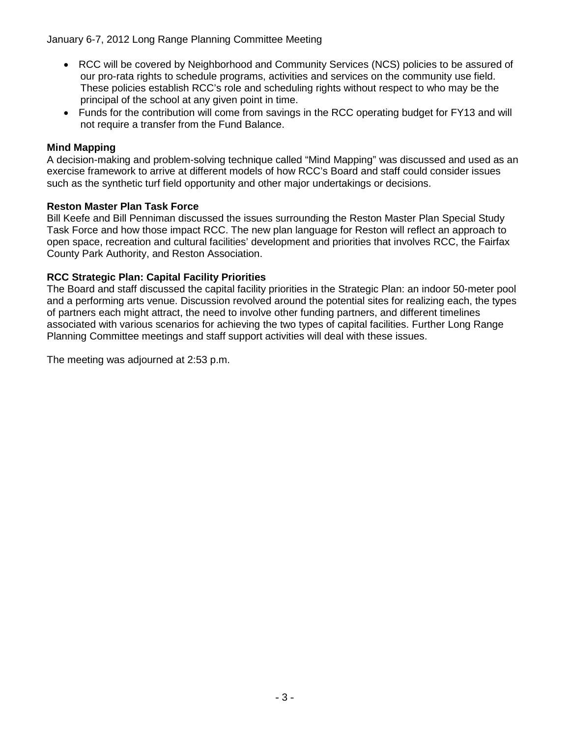- RCC will be covered by Neighborhood and Community Services (NCS) policies to be assured of our pro-rata rights to schedule programs, activities and services on the community use field. These policies establish RCC's role and scheduling rights without respect to who may be the principal of the school at any given point in time.
- Funds for the contribution will come from savings in the RCC operating budget for FY13 and will not require a transfer from the Fund Balance.

**Mind Mapping**

A decision-making and problem-solving technique called "Mind Mapping" was discussed and used as an exercise framework to arrive at different models of how RCC's Board and staff could consider issues such as the synthetic turf field opportunity and other major undertakings or decisions.

**Reston Master Plan Task Force**

Bill Keefe and Bill Penniman discussed the issues surrounding the Reston Master Plan Special Study Task Force and how those impact RCC. The new plan language for Reston will reflect an approach to open space, recreation and cultural facilities' development and priorities that involves RCC, the Fairfax County Park Authority, and Reston Association.

**RCC Strategic Plan: Capital Facility Priorities**

The Board and staff discussed the capital facility priorities in the Strategic Plan: an indoor 50-meter pool and a performing arts venue. Discussion revolved around the potential sites for realizing each, the types of partners each might attract, the need to involve other funding partners, and different timelines associated with various scenarios for achieving the two types of capital facilities. Further Long Range Planning Committee meetings and staff support activities will deal with these issues.

The meeting was adjourned at 2:53 p.m.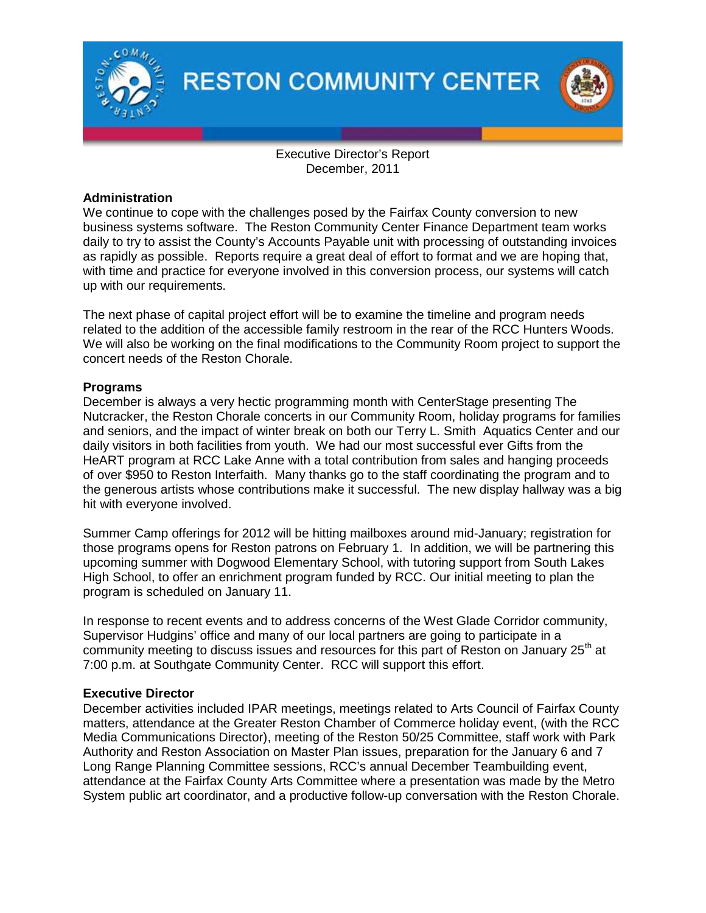# RESTON COMMUNITY CENTER

Executive Director's Report
December, 2011

**Administration**

We continue to cope with the challenges posed by the Fairfax County conversion to new business systems software. The Reston Community Center Finance Department team works daily to try to assist the County's Accounts Payable unit with processing of outstanding invoices as rapidly as possible. Reports require a great deal of effort to format and we are hoping that, with time and practice for everyone involved in this conversion process, our systems will catch up with our requirements.

The next phase of capital project effort will be to examine the timeline and program needs related to the addition of the accessible family restroom in the rear of the RCC Hunters Woods. We will also be working on the final modifications to the Community Room project to support the concert needs of the Reston Chorale.

**Programs**

December is always a very hectic programming month with CenterStage presenting The Nutcracker, the Reston Chorale concerts in our Community Room, holiday programs for families and seniors, and the impact of winter break on both our Terry L. Smith Aquatics Center and our daily visitors in both facilities from youth. We had our most successful ever Gifts from the HeART program at RCC Lake Anne with a total contribution from sales and hanging proceeds of over $950 to Reston Interfaith. Many thanks go to the staff coordinating the program and to the generous artists whose contributions make it successful. The new display hallway was a big hit with everyone involved.

Summer Camp offerings for 2012 will be hitting mailboxes around mid-January; registration for those programs opens for Reston patrons on February 1. In addition, we will be partnering this upcoming summer with Dogwood Elementary School, with tutoring support from South Lakes High School, to offer an enrichment program funded by RCC. Our initial meeting to plan the program is scheduled on January 11.

In response to recent events and to address concerns of the West Glade Corridor community, Supervisor Hudgins' office and many of our local partners are going to participate in a community meeting to discuss issues and resources for this part of Reston on January 25th at 7:00 p.m. at Southgate Community Center. RCC will support this effort.

**Executive Director**

December activities included IPAR meetings, meetings related to Arts Council of Fairfax County matters, attendance at the Greater Reston Chamber of Commerce holiday event, (with the RCC Media Communications Director), meeting of the Reston 50/25 Committee, staff work with Park Authority and Reston Association on Master Plan issues, preparation for the January 6 and 7 Long Range Planning Committee sessions, RCC's annual December Teambuilding event, attendance at the Fairfax County Arts Committee where a presentation was made by the Metro System public art coordinator, and a productive follow-up conversation with the Reston Chorale.